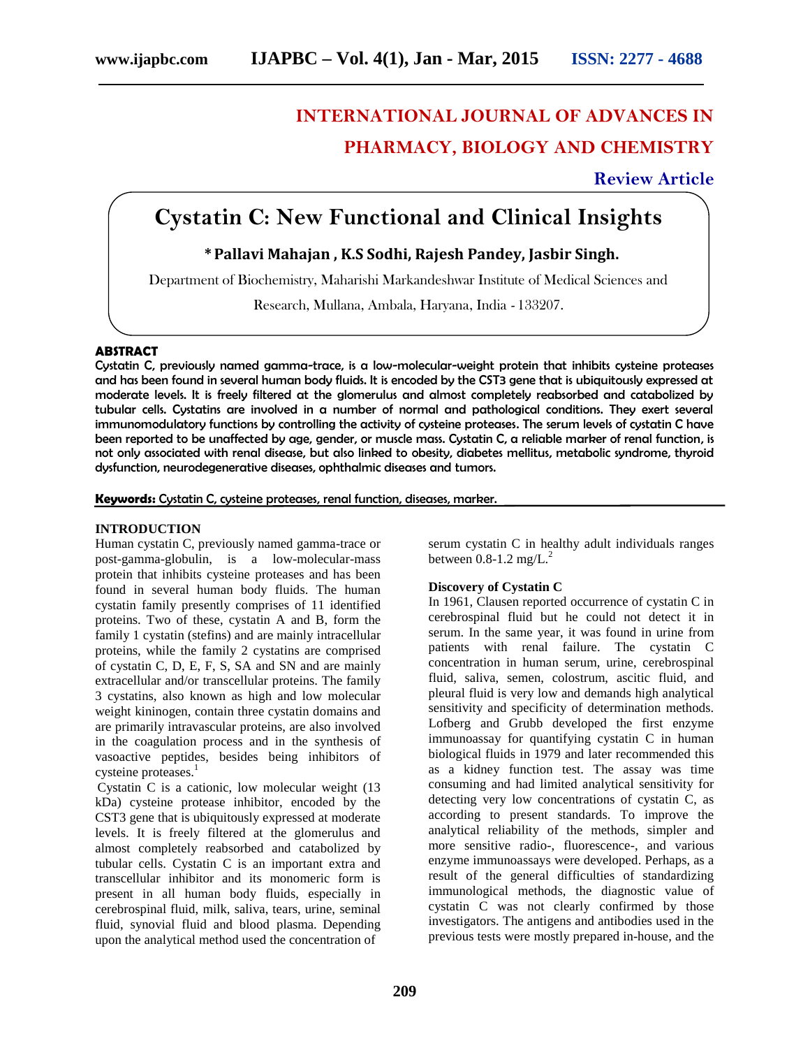# INTERNATIONAL JOURNAL OF ADVANCES IN PHARMACY, BIOLOGY AND CHEMISTRY

**Review Article**

# Cystatin C: New Functional and Clinical Insights

**\* Pallavi Mahajan , K.S Sodhi, Rajesh Pandey, Jasbir Singh.**

Department of Biochemistry, Maharishi Markandeshwar Institute of Medical Sciences and Research, Mullana, Ambala, Haryana, India - 133207.

## ABSTRACT

Cystatin C, previously named gamma-trace, is a low-molecular-weight protein that inhibits cysteine proteases and has been found in several human body fluids. It is encoded by the CST3 gene that is ubiquitously expressed at moderate levels. It is freely filtered at the glomerulus and almost completely reabsorbed and catabolized by tubular cells. Cystatins are involved in a number of normal and pathological conditions. They exert several immunomodulatory functions by controlling the activity of cysteine proteases. The serum levels of cystatin C have been reported to be unaffected by age, gender, or muscle mass. Cystatin C, a reliable marker of renal function, is not only associated with renal disease, but also linked to obesity, diabetes mellitus, metabolic syndrome, thyroid dysfunction, neurodegenerative diseases, ophthalmic diseases and tumors.

**Keywords:** Cystatin C, cysteine proteases, renal function, diseases, marker.

## INTRODUCTION

Human cystatin C, previously named gamma-trace or post-gamma-globulin, is a low-molecular-mass protein that inhibits cysteine proteases and has been found in several human body fluids. The human cystatin family presently comprises of 11 identified proteins. Two of these, cystatin A and B, form the family 1 cystatin (stefins) and are mainly intracellular proteins, while the family 2 cystatins are comprised of cystatin C, D, E, F, S, SA and SN and are mainly extracellular and/or transcellular proteins. The family 3 cystatins, also known as high and low molecular weight kininogen, contain three cystatin domains and are primarily intravascular proteins, are also involved in the coagulation process and in the synthesis of vasoactive peptides, besides being inhibitors of cysteine proteases.[1]

Cystatin C is a cationic, low molecular weight (13 kDa) cysteine protease inhibitor, encoded by the CST3 gene that is ubiquitously expressed at moderate levels. It is freely filtered at the glomerulus and almost completely reabsorbed and catabolized by tubular cells. Cystatin C is an important extra and transcellular inhibitor and its monomeric form is present in all human body fluids, especially in cerebrospinal fluid, milk, saliva, tears, urine, seminal fluid, synovial fluid and blood plasma. Depending upon the analytical method used the concentration of serum cystatin C in healthy adult individuals ranges between 0.8-1.2 mg/L.[2]

### Discovery of Cystatin C

In 1961, Clausen reported occurrence of cystatin C in cerebrospinal fluid but he could not detect it in serum. In the same year, it was found in urine from patients with renal failure. The cystatin C concentration in human serum, urine, cerebrospinal fluid, saliva, semen, colostrum, ascitic fluid, and pleural fluid is very low and demands high analytical sensitivity and specificity of determination methods. Lofberg and Grubb developed the first enzyme immunoassay for quantifying cystatin C in human biological fluids in 1979 and later recommended this as a kidney function test. The assay was time consuming and had limited analytical sensitivity for detecting very low concentrations of cystatin C, as according to present standards. To improve the analytical reliability of the methods, simpler and more sensitive radio-, fluorescence-, and various enzyme immunoassays were developed. Perhaps, as a result of the general difficulties of standardizing immunological methods, the diagnostic value of cystatin C was not clearly confirmed by those investigators. The antigens and antibodies used in the previous tests were mostly prepared in-house, and the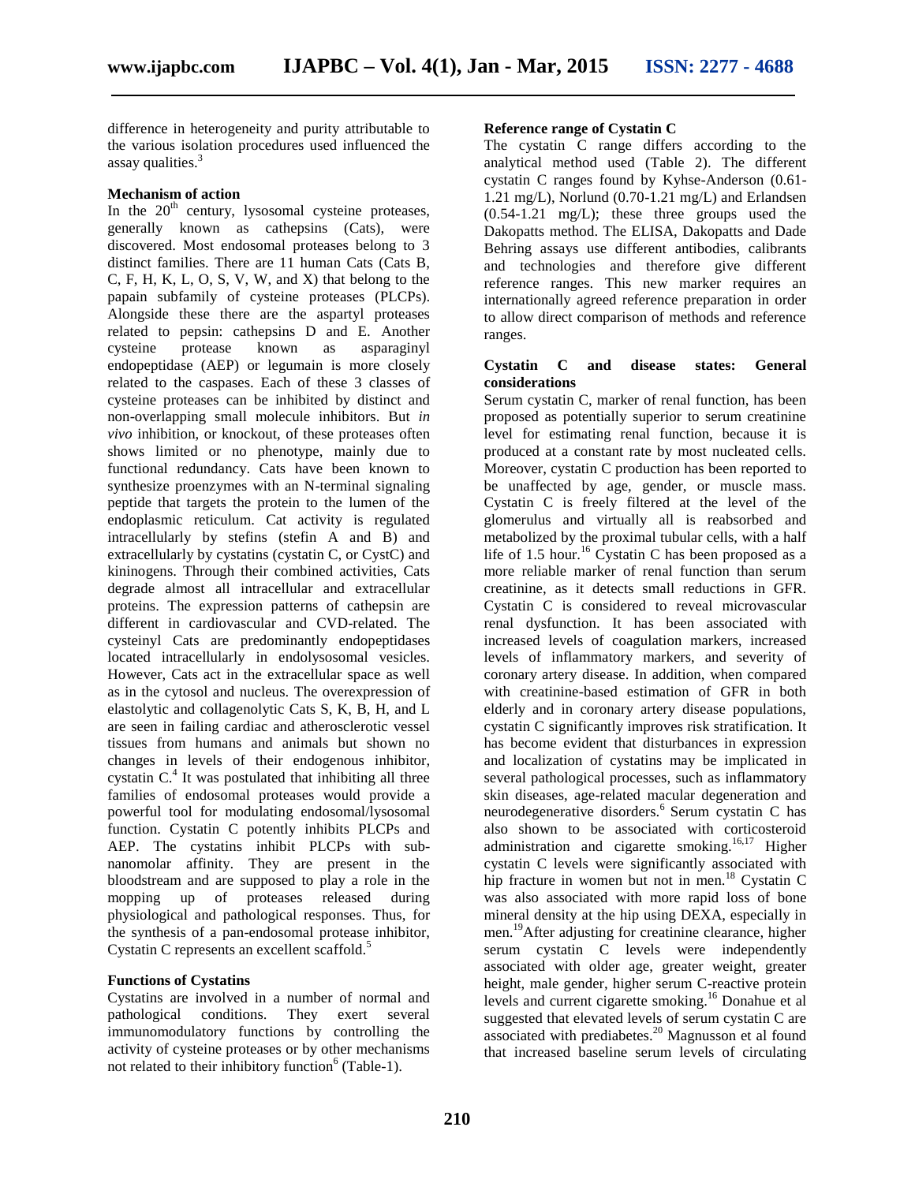difference in heterogeneity and purity attributable to the various isolation procedures used influenced the assay qualities.[3]

**Mechanism of action**

In the $20^{th}$ century, lysosomal cysteine proteases, generally known as cathepsins (Cats), were discovered. Most endosomal proteases belong to 3 distinct families. There are 11 human Cats (Cats B, C, F, H, K, L, O, S, V, W, and X) that belong to the papain subfamily of cysteine proteases (PLCPs). Alongside these there are the aspartyl proteases related to pepsin: cathepsins D and E. Another cysteine protease known as asparaginyl endopeptidase (AEP) or legumain is more closely related to the caspases. Each of these 3 classes of cysteine proteases can be inhibited by distinct and non-overlapping small molecule inhibitors. But *in vivo* inhibition, or knockout, of these proteases often shows limited or no phenotype, mainly due to functional redundancy. Cats have been known to synthesize proenzymes with an N-terminal signaling peptide that targets the protein to the lumen of the endoplasmic reticulum. Cat activity is regulated intracellularly by stefins (stefin A and B) and extracellularly by cystatins (cystatin C, or CystC) and kininogens. Through their combined activities, Cats degrade almost all intracellular and extracellular proteins. The expression patterns of cathepsin are different in cardiovascular and CVD-related. The cysteinyl Cats are predominantly endopeptidases located intracellularly in endolysosomal vesicles. However, Cats act in the extracellular space as well as in the cytosol and nucleus. The overexpression of elastolytic and collagenolytic Cats S, K, B, H, and L are seen in failing cardiac and atherosclerotic vessel tissues from humans and animals but shown no changes in levels of their endogenous inhibitor, cystatin C.[4] It was postulated that inhibiting all three families of endosomal proteases would provide a powerful tool for modulating endosomal/lysosomal function. Cystatin C potently inhibits PLCPs and AEP. The cystatins inhibit PLCPs with sub-nanomolar affinity. They are present in the bloodstream and are supposed to play a role in the mopping up of proteases released during physiological and pathological responses. Thus, for the synthesis of a pan-endosomal protease inhibitor, Cystatin C represents an excellent scaffold.[5]

**Functions of Cystatins**

Cystatins are involved in a number of normal and pathological conditions. They exert several immunomodulatory functions by controlling the activity of cysteine proteases or by other mechanisms not related to their inhibitory function[6] (Table-1).

**Reference range of Cystatin C**

The cystatin C range differs according to the analytical method used (Table 2). The different cystatin C ranges found by Kyhse-Anderson (0.61-1.21 mg/L), Norlund (0.70-1.21 mg/L) and Erlandsen (0.54-1.21 mg/L); these three groups used the Dakopatts method. The ELISA, Dakopatts and Dade Behring assays use different antibodies, calibrants and technologies and therefore give different reference ranges. This new marker requires an internationally agreed reference preparation in order to allow direct comparison of methods and reference ranges.

**Cystatin C and disease states: General considerations**

Serum cystatin C, marker of renal function, has been proposed as potentially superior to serum creatinine level for estimating renal function, because it is produced at a constant rate by most nucleated cells. Moreover, cystatin C production has been reported to be unaffected by age, gender, or muscle mass. Cystatin C is freely filtered at the level of the glomerulus and virtually all is reabsorbed and metabolized by the proximal tubular cells, with a half life of 1.5 hour.[16] Cystatin C has been proposed as a more reliable marker of renal function than serum creatinine, as it detects small reductions in GFR. Cystatin C is considered to reveal microvascular renal dysfunction. It has been associated with increased levels of coagulation markers, increased levels of inflammatory markers, and severity of coronary artery disease. In addition, when compared with creatinine-based estimation of GFR in both elderly and in coronary artery disease populations, cystatin C significantly improves risk stratification. It has become evident that disturbances in expression and localization of cystatins may be implicated in several pathological processes, such as inflammatory skin diseases, age-related macular degeneration and neurodegenerative disorders.[6] Serum cystatin C has also shown to be associated with corticosteroid administration and cigarette smoking.[16,17] Higher cystatin C levels were significantly associated with hip fracture in women but not in men.[18] Cystatin C was also associated with more rapid loss of bone mineral density at the hip using DEXA, especially in men.[19] After adjusting for creatinine clearance, higher serum cystatin C levels were independently associated with older age, greater weight, greater height, male gender, higher serum C-reactive protein levels and current cigarette smoking.[16] Donahue et al suggested that elevated levels of serum cystatin C are associated with prediabetes.[20] Magnusson et al found that increased baseline serum levels of circulating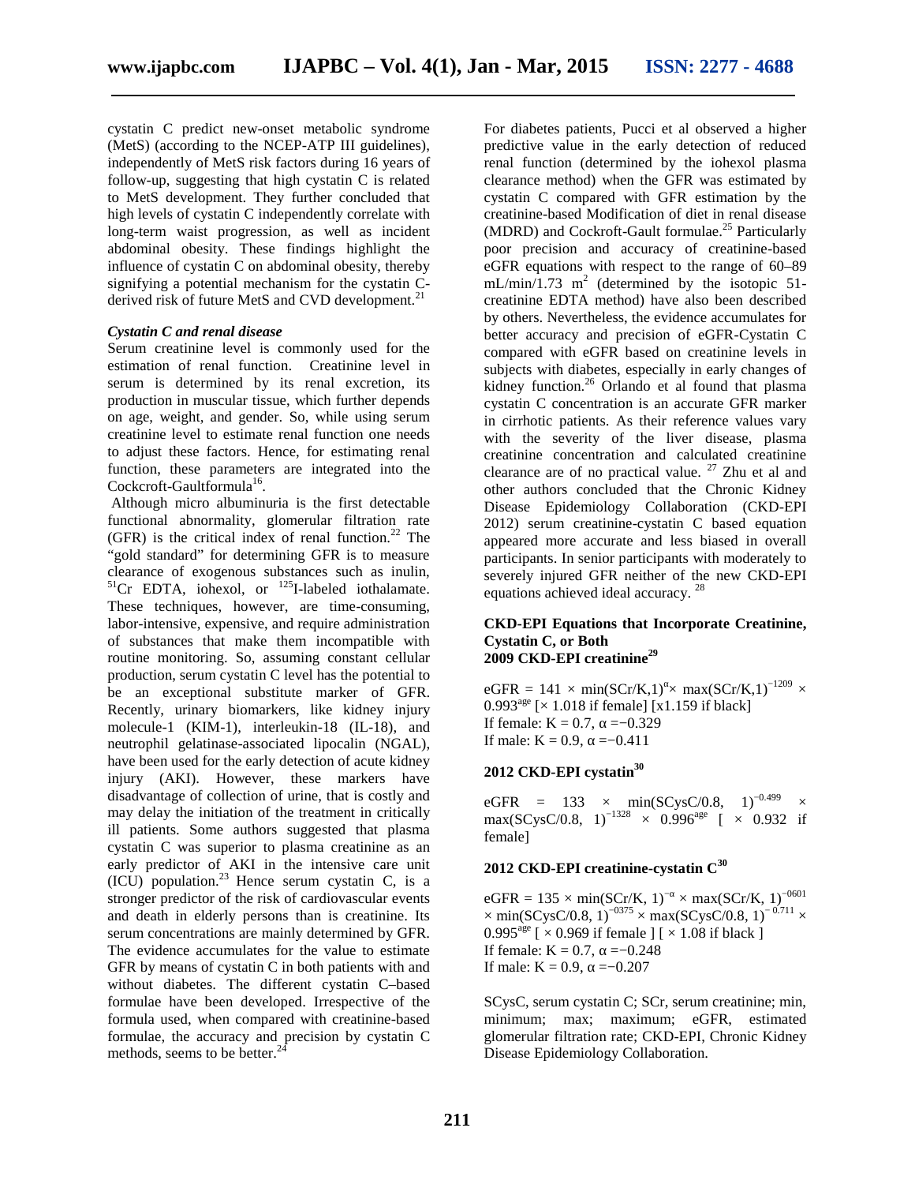cystatin C predict new-onset metabolic syndrome (MetS) (according to the NCEP-ATP III guidelines), independently of MetS risk factors during 16 years of follow-up, suggesting that high cystatin C is related to MetS development. They further concluded that high levels of cystatin C independently correlate with long-term waist progression, as well as incident abdominal obesity. These findings highlight the influence of cystatin C on abdominal obesity, thereby signifying a potential mechanism for the cystatin C-derived risk of future MetS and CVD development.[21]

### *Cystatin C and renal disease*

Serum creatinine level is commonly used for the estimation of renal function. Creatinine level in serum is determined by its renal excretion, its production in muscular tissue, which further depends on age, weight, and gender. So, while using serum creatinine level to estimate renal function one needs to adjust these factors. Hence, for estimating renal function, these parameters are integrated into the Cockcroft-Gaultformula[16].

Although micro albuminuria is the first detectable functional abnormality, glomerular filtration rate (GFR) is the critical index of renal function.[22] The "gold standard" for determining GFR is to measure clearance of exogenous substances such as inulin, $^{51}$Cr EDTA, iohexol, or $^{125}$I-labeled iothalamate. These techniques, however, are time-consuming, labor-intensive, expensive, and require administration of substances that make them incompatible with routine monitoring. So, assuming constant cellular production, serum cystatin C level has the potential to be an exceptional substitute marker of GFR. Recently, urinary biomarkers, like kidney injury molecule-1 (KIM-1), interleukin-18 (IL-18), and neutrophil gelatinase-associated lipocalin (NGAL), have been used for the early detection of acute kidney injury (AKI). However, these markers have disadvantage of collection of urine, that is costly and may delay the initiation of the treatment in critically ill patients. Some authors suggested that plasma cystatin C was superior to plasma creatinine as an early predictor of AKI in the intensive care unit (ICU) population.[23] Hence serum cystatin C, is a stronger predictor of the risk of cardiovascular events and death in elderly persons than is creatinine. Its serum concentrations are mainly determined by GFR. The evidence accumulates for the value to estimate GFR by means of cystatin C in both patients with and without diabetes. The different cystatin C–based formulae have been developed. Irrespective of the formula used, when compared with creatinine-based formulae, the accuracy and precision by cystatin C methods, seems to be better.[24]

For diabetes patients, Pucci et al observed a higher predictive value in the early detection of reduced renal function (determined by the iohexol plasma clearance method) when the GFR was estimated by cystatin C compared with GFR estimation by the creatinine-based Modification of diet in renal disease (MDRD) and Cockroft-Gault formulae.[25] Particularly poor precision and accuracy of creatinine-based eGFR equations with respect to the range of 60–89 mL/min/1.73 $m^2$ (determined by the isotopic 51-creatinine EDTA method) have also been described by others. Nevertheless, the evidence accumulates for better accuracy and precision of eGFR-Cystatin C compared with eGFR based on creatinine levels in subjects with diabetes, especially in early changes of kidney function.[26] Orlando et al found that plasma cystatin C concentration is an accurate GFR marker in cirrhotic patients. As their reference values vary with the severity of the liver disease, plasma creatinine concentration and calculated creatinine clearance are of no practical value. [27] Zhu et al and other authors concluded that the Chronic Kidney Disease Epidemiology Collaboration (CKD-EPI 2012) serum creatinine-cystatin C based equation appeared more accurate and less biased in overall participants. In senior participants with moderately to severely injured GFR neither of the new CKD-EPI equations achieved ideal accuracy. [28]

### CKD-EPI Equations that Incorporate Creatinine, Cystatin C, or Both

#### 2009 CKD-EPI creatinine[29]

$$eGFR = 141 \times \min(SCr/K,1)^{\alpha} \times \max(SCr/K,1)^{-1209} \times 0.993^{age} \, [\times 1.018 \text{ if female}] \, [x1.159 \text{ if black}]$$

If female: $K = 0.7$, $\alpha = -0.329$

If male: $K = 0.9$, $\alpha = -0.411$

#### 2012 CKD-EPI cystatin[30]

$$eGFR = 133 \times \min(SCysC/0.8, 1)^{-0.499} \times \max(SCysC/0.8, 1)^{-1328} \times 0.996^{age} \, [\times 0.932 \text{ if female}]$$

#### 2012 CKD-EPI creatinine-cystatin C[30]

$$eGFR = 135 \times \min(SCr/K, 1)^{-\alpha} \times \max(SCr/K, 1)^{-0601} \times \min(SCysC/0.8, 1)^{-0375} \times \max(SCysC/0.8, 1)^{-0.711} \times 0.995^{age} \, [\times 0.969 \text{ if female}] \, [\times 1.08 \text{ if black}]$$

If female: $K = 0.7$, $\alpha = -0.248$

If male: $K = 0.9$, $\alpha = -0.207$

SCysC, serum cystatin C; SCr, serum creatinine; min, minimum; max; maximum; eGFR, estimated glomerular filtration rate; CKD-EPI, Chronic Kidney Disease Epidemiology Collaboration.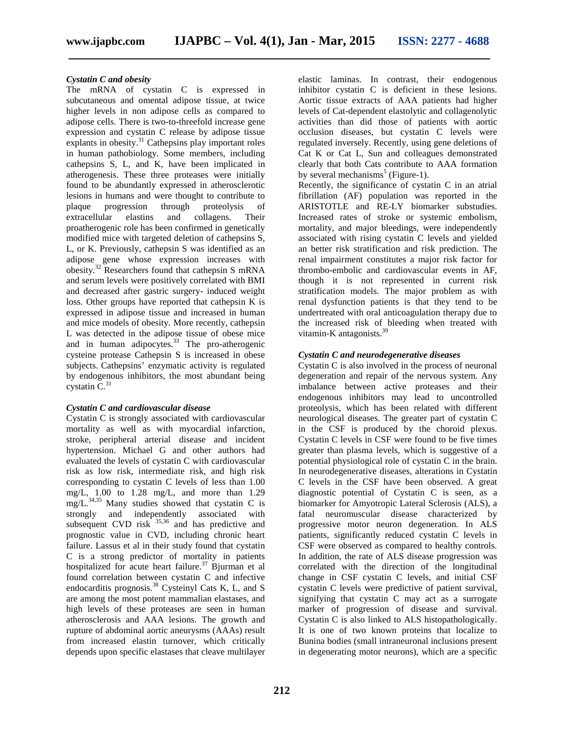### *Cystatin C and obesity*

The mRNA of cystatin C is expressed in subcutaneous and omental adipose tissue, at twice higher levels in non adipose cells as compared to adipose cells. There is two-to-threefold increase gene expression and cystatin C release by adipose tissue explants in obesity.[31] Cathepsins play important roles in human pathobiology. Some members, including cathepsins S, L, and K, have been implicated in atherogenesis. These three proteases were initially found to be abundantly expressed in atherosclerotic lesions in humans and were thought to contribute to plaque progression through proteolysis of extracellular elastins and collagens. Their proatherogenic role has been confirmed in genetically modified mice with targeted deletion of cathepsins S, L, or K. Previously, cathepsin S was identified as an adipose gene whose expression increases with obesity.[32] Researchers found that cathepsin S mRNA and serum levels were positively correlated with BMI and decreased after gastric surgery- induced weight loss. Other groups have reported that cathepsin K is expressed in adipose tissue and increased in human and mice models of obesity. More recently, cathepsin L was detected in the adipose tissue of obese mice and in human adipocytes.[33] The pro-atherogenic cysteine protease Cathepsin S is increased in obese subjects. Cathepsins' enzymatic activity is regulated by endogenous inhibitors, the most abundant being cystatin C.[31]

### *Cystatin C and cardiovascular disease*

Cystatin C is strongly associated with cardiovascular mortality as well as with myocardial infarction, stroke, peripheral arterial disease and incident hypertension. Michael G and other authors had evaluated the levels of cystatin C with cardiovascular risk as low risk, intermediate risk, and high risk corresponding to cystatin C levels of less than 1.00 mg/L, 1.00 to 1.28 mg/L, and more than 1.29 mg/L.[34,35] Many studies showed that cystatin C is strongly and independently associated with subsequent CVD risk [35,36] and has predictive and prognostic value in CVD, including chronic heart failure. Lassus et al in their study found that cystatin C is a strong predictor of mortality in patients hospitalized for acute heart failure.[37] Bjurman et al found correlation between cystatin C and infective endocarditis prognosis.[38] Cysteinyl Cats K, L, and S are among the most potent mammalian elastases, and high levels of these proteases are seen in human atherosclerosis and AAA lesions. The growth and rupture of abdominal aortic aneurysms (AAAs) result from increased elastin turnover, which critically depends upon specific elastases that cleave multilayer elastic laminas. In contrast, their endogenous inhibitor cystatin C is deficient in these lesions. Aortic tissue extracts of AAA patients had higher levels of Cat-dependent elastolytic and collagenolytic activities than did those of patients with aortic occlusion diseases, but cystatin C levels were regulated inversely. Recently, using gene deletions of Cat K or Cat L, Sun and colleagues demonstrated clearly that both Cats contribute to AAA formation by several mechanisms[5] (Figure-1).

Recently, the significance of cystatin C in an atrial fibrillation (AF) population was reported in the ARISTOTLE and RE-LY biomarker substudies. Increased rates of stroke or systemic embolism, mortality, and major bleedings, were independently associated with rising cystatin C levels and yielded an better risk stratification and risk prediction. The renal impairment constitutes a major risk factor for thrombo-embolic and cardiovascular events in AF, though it is not represented in current risk stratification models. The major problem as with renal dysfunction patients is that they tend to be undertreated with oral anticoagulation therapy due to the increased risk of bleeding when treated with vitamin-K antagonists.[39]

### *Cystatin C and neurodegenerative diseases*

Cystatin C is also involved in the process of neuronal degeneration and repair of the nervous system. Any imbalance between active proteases and their endogenous inhibitors may lead to uncontrolled proteolysis, which has been related with different neurological diseases. The greater part of cystatin C in the CSF is produced by the choroid plexus. Cystatin C levels in CSF were found to be five times greater than plasma levels, which is suggestive of a potential physiological role of cystatin C in the brain. In neurodegenerative diseases, alterations in Cystatin C levels in the CSF have been observed. A great diagnostic potential of Cystatin C is seen, as a biomarker for Amyotropic Lateral Sclerosis (ALS), a fatal neuromuscular disease characterized by progressive motor neuron degeneration. In ALS patients, significantly reduced cystatin C levels in CSF were observed as compared to healthy controls. In addition, the rate of ALS disease progression was correlated with the direction of the longitudinal change in CSF cystatin C levels, and initial CSF cystatin C levels were predictive of patient survival, signifying that cystatin C may act as a surrogate marker of progression of disease and survival. Cystatin C is also linked to ALS histopathologically. It is one of two known proteins that localize to Bunina bodies (small intraneuronal inclusions present in degenerating motor neurons), which are a specific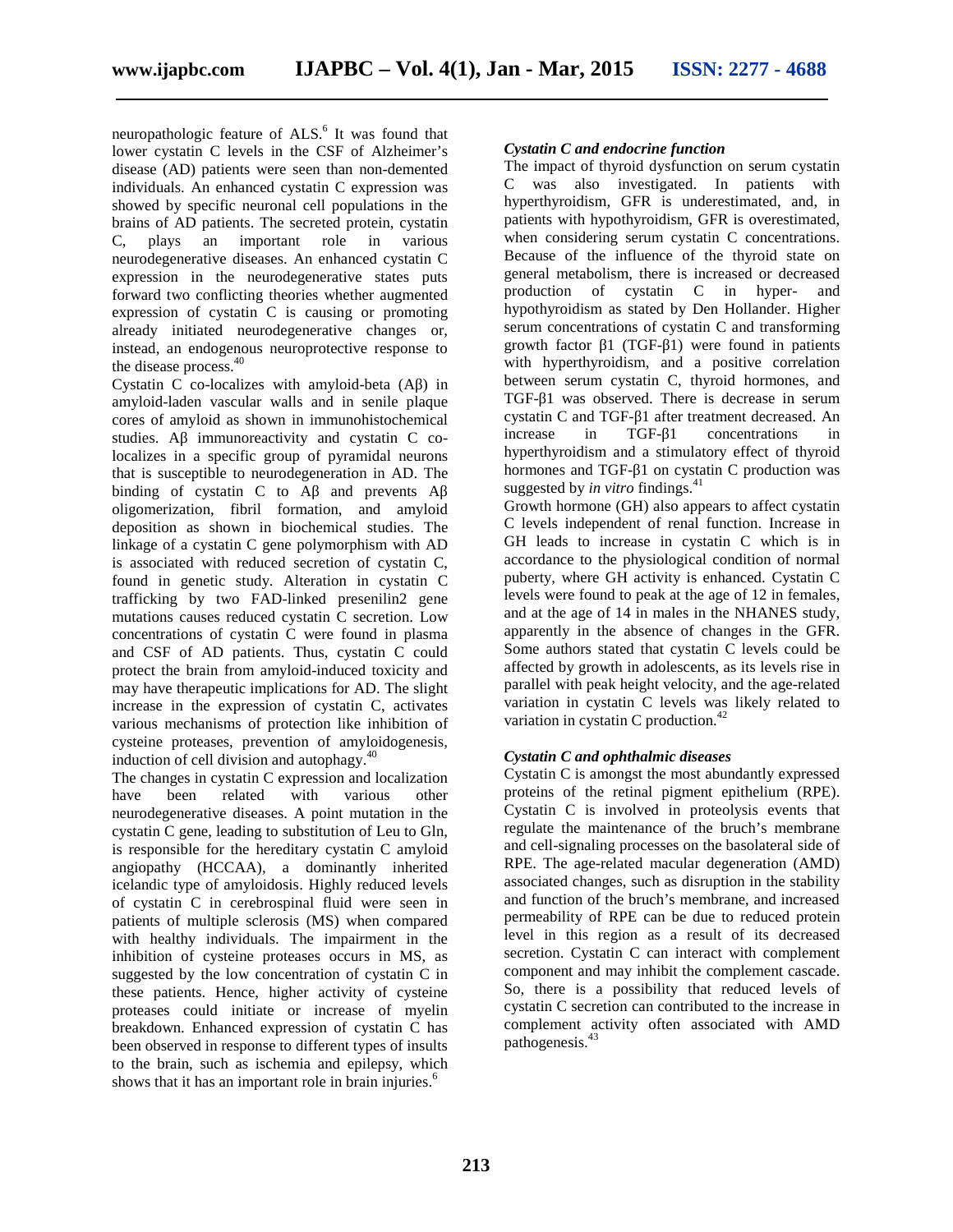neuropathologic feature of ALS.[6] It was found that lower cystatin C levels in the CSF of Alzheimer's disease (AD) patients were seen than non-demented individuals. An enhanced cystatin C expression was showed by specific neuronal cell populations in the brains of AD patients. The secreted protein, cystatin C, plays an important role in various neurodegenerative diseases. An enhanced cystatin C expression in the neurodegenerative states puts forward two conflicting theories whether augmented expression of cystatin C is causing or promoting already initiated neurodegenerative changes or, instead, an endogenous neuroprotective response to the disease process.[40]

Cystatin C co-localizes with amyloid-beta (Aβ) in amyloid-laden vascular walls and in senile plaque cores of amyloid as shown in immunohistochemical studies. Aβ immunoreactivity and cystatin C co-localizes in a specific group of pyramidal neurons that is susceptible to neurodegeneration in AD. The binding of cystatin C to Aβ and prevents Aβ oligomerization, fibril formation, and amyloid deposition as shown in biochemical studies. The linkage of a cystatin C gene polymorphism with AD is associated with reduced secretion of cystatin C, found in genetic study. Alteration in cystatin C trafficking by two FAD-linked presenilin2 gene mutations causes reduced cystatin C secretion. Low concentrations of cystatin C were found in plasma and CSF of AD patients. Thus, cystatin C could protect the brain from amyloid-induced toxicity and may have therapeutic implications for AD. The slight increase in the expression of cystatin C, activates various mechanisms of protection like inhibition of cysteine proteases, prevention of amyloidogenesis, induction of cell division and autophagy.[40]

The changes in cystatin C expression and localization have been related with various other neurodegenerative diseases. A point mutation in the cystatin C gene, leading to substitution of Leu to Gln, is responsible for the hereditary cystatin C amyloid angiopathy (HCCAA), a dominantly inherited icelandic type of amyloidosis. Highly reduced levels of cystatin C in cerebrospinal fluid were seen in patients of multiple sclerosis (MS) when compared with healthy individuals. The impairment in the inhibition of cysteine proteases occurs in MS, as suggested by the low concentration of cystatin C in these patients. Hence, higher activity of cysteine proteases could initiate or increase of myelin breakdown. Enhanced expression of cystatin C has been observed in response to different types of insults to the brain, such as ischemia and epilepsy, which shows that it has an important role in brain injuries.[6]

### *Cystatin C and endocrine function*

The impact of thyroid dysfunction on serum cystatin C was also investigated. In patients with hyperthyroidism, GFR is underestimated, and, in patients with hypothyroidism, GFR is overestimated, when considering serum cystatin C concentrations. Because of the influence of the thyroid state on general metabolism, there is increased or decreased production of cystatin C in hyper- and hypothyroidism as stated by Den Hollander. Higher serum concentrations of cystatin C and transforming growth factor β1 (TGF-β1) were found in patients with hyperthyroidism, and a positive correlation between serum cystatin C, thyroid hormones, and TGF-β1 was observed. There is decrease in serum cystatin C and TGF-β1 after treatment decreased. An increase in TGF-β1 concentrations in hyperthyroidism and a stimulatory effect of thyroid hormones and TGF-β1 on cystatin C production was suggested by *in vitro* findings.[41]

Growth hormone (GH) also appears to affect cystatin C levels independent of renal function. Increase in GH leads to increase in cystatin C which is in accordance to the physiological condition of normal puberty, where GH activity is enhanced. Cystatin C levels were found to peak at the age of 12 in females, and at the age of 14 in males in the NHANES study, apparently in the absence of changes in the GFR. Some authors stated that cystatin C levels could be affected by growth in adolescents, as its levels rise in parallel with peak height velocity, and the age-related variation in cystatin C levels was likely related to variation in cystatin C production.[42]

### *Cystatin C and ophthalmic diseases*

Cystatin C is amongst the most abundantly expressed proteins of the retinal pigment epithelium (RPE). Cystatin C is involved in proteolysis events that regulate the maintenance of the bruch's membrane and cell-signaling processes on the basolateral side of RPE. The age-related macular degeneration (AMD) associated changes, such as disruption in the stability and function of the bruch's membrane, and increased permeability of RPE can be due to reduced protein level in this region as a result of its decreased secretion. Cystatin C can interact with complement component and may inhibit the complement cascade. So, there is a possibility that reduced levels of cystatin C secretion can contributed to the increase in complement activity often associated with AMD pathogenesis.[43]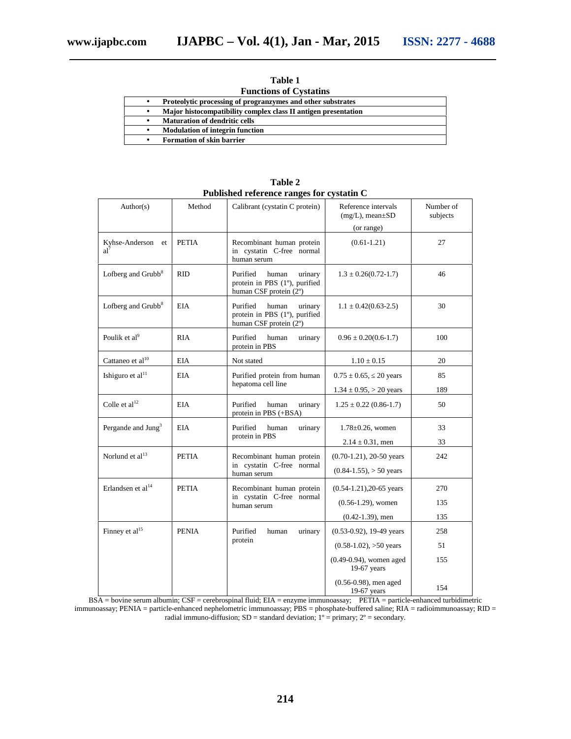**Table 1**
**Functions of Cystatins**

| |
|---|
| • **Proteolytic processing of progranzymes and other substrates** |
| • **Major histocompatibility complex class II antigen presentation** |
| • **Maturation of dendritic cells** |
| • **Modulation of integrin function** |
| • **Formation of skin barrier** |

**Table 2**
**Published reference ranges for cystatin C**

| Author(s) | Method | Calibrant (cystatin C protein) | Reference intervals (mg/L), mean±SD (or range) | Number of subjects |
|---|---|---|---|---|
| Kyhse-Anderson et al[7] | PETIA | Recombinant human protein in cystatin C-free normal human serum | (0.61-1.21) | 27 |
| Lofberg and Grubb[8] | RID | Purified human urinary protein in PBS (1º), purified human CSF protein (2º) | 1.3 ± 0.26(0.72-1.7) | 46 |
| Lofberg and Grubb[8] | EIA | Purified human urinary protein in PBS (1º), purified human CSF protein (2º) | 1.1 ± 0.42(0.63-2.5) | 30 |
| Poulik et al[9] | RIA | Purified human urinary protein in PBS | 0.96 ± 0.20(0.6-1.7) | 100 |
| Cattaneo et al[10] | EIA | Not stated | 1.10 ± 0.15 | 20 |
| Ishiguro et al[11] | EIA | Purified protein from human hepatoma cell line | 0.75 ± 0.65, ≤ 20 years | 85 |
| | | | 1.34 ± 0.95, > 20 years | 189 |
| Colle et al[12] | EIA | Purified human urinary protein in PBS (+BSA) | 1.25 ± 0.22 (0.86-1.7) | 50 |
| Pergande and Jung[3] | EIA | Purified human urinary protein in PBS | 1.78±0.26, women | 33 |
| | | | 2.14 ± 0.31, men | 33 |
| Norlund et al[13] | PETIA | Recombinant human protein in cystatin C-free normal human serum | (0.70-1.21), 20-50 years | 242 |
| | | | (0.84-1.55), > 50 years | |
| Erlandsen et al[14] | PETIA | Recombinant human protein in cystatin C-free normal human serum | (0.54-1.21),20-65 years | 270 |
| | | | (0.56-1.29), women | 135 |
| | | | (0.42-1.39), men | 135 |
| Finney et al[15] | PENIA | Purified human urinary protein | (0.53-0.92), 19-49 years | 258 |
| | | | (0.58-1.02), >50 years | 51 |
| | | | (0.49-0.94), women aged 19-67 years | 155 |
| | | | (0.56-0.98), men aged 19-67 years | 154 |

BSA = bovine serum albumin; CSF = cerebrospinal fluid; EIA = enzyme immunoassay; PETIA = particle-enhanced turbidimetric immunoassay; PENIA = particle-enhanced nephelometric immunoassay; PBS = phosphate-buffered saline; RIA = radioimmunoassay; RID = radial immuno-diffusion; SD = standard deviation; 1º = primary; 2º = secondary.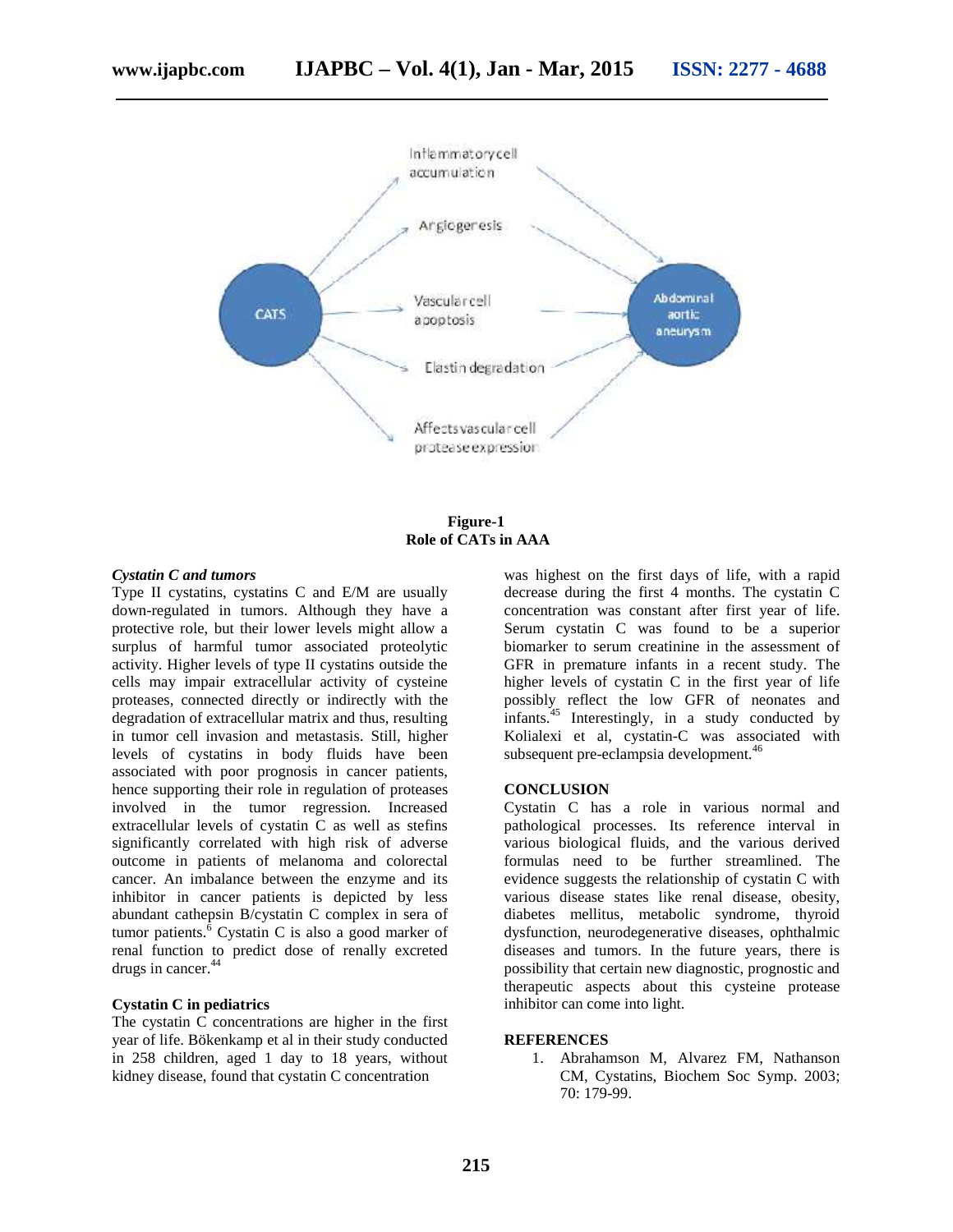**Figure-1**
**Role of CATs in AAA**

### *Cystatin C and tumors*

Type II cystatins, cystatins C and E/M are usually down-regulated in tumors. Although they have a protective role, but their lower levels might allow a surplus of harmful tumor associated proteolytic activity. Higher levels of type II cystatins outside the cells may impair extracellular activity of cysteine proteases, connected directly or indirectly with the degradation of extracellular matrix and thus, resulting in tumor cell invasion and metastasis. Still, higher levels of cystatins in body fluids have been associated with poor prognosis in cancer patients, hence supporting their role in regulation of proteases involved in the tumor regression. Increased extracellular levels of cystatin C as well as stefins significantly correlated with high risk of adverse outcome in patients of melanoma and colorectal cancer. An imbalance between the enzyme and its inhibitor in cancer patients is depicted by less abundant cathepsin B/cystatin C complex in sera of tumor patients.[6] Cystatin C is also a good marker of renal function to predict dose of renally excreted drugs in cancer.[44]

### Cystatin C in pediatrics

The cystatin C concentrations are higher in the first year of life. Bökenkamp et al in their study conducted in 258 children, aged 1 day to 18 years, without kidney disease, found that cystatin C concentration was highest on the first days of life, with a rapid decrease during the first 4 months. The cystatin C concentration was constant after first year of life. Serum cystatin C was found to be a superior biomarker to serum creatinine in the assessment of GFR in premature infants in a recent study. The higher levels of cystatin C in the first year of life possibly reflect the low GFR of neonates and infants.[45] Interestingly, in a study conducted by Kolialexi et al, cystatin-C was associated with subsequent pre-eclampsia development.[46]

## CONCLUSION

Cystatin C has a role in various normal and pathological processes. Its reference interval in various biological fluids, and the various derived formulas need to be further streamlined. The evidence suggests the relationship of cystatin C with various disease states like renal disease, obesity, diabetes mellitus, metabolic syndrome, thyroid dysfunction, neurodegenerative diseases, ophthalmic diseases and tumors. In the future years, there is possibility that certain new diagnostic, prognostic and therapeutic aspects about this cysteine protease inhibitor can come into light.

## REFERENCES

1. Abrahamson M, Alvarez FM, Nathanson CM, Cystatins, Biochem Soc Symp. 2003; 70: 179-99.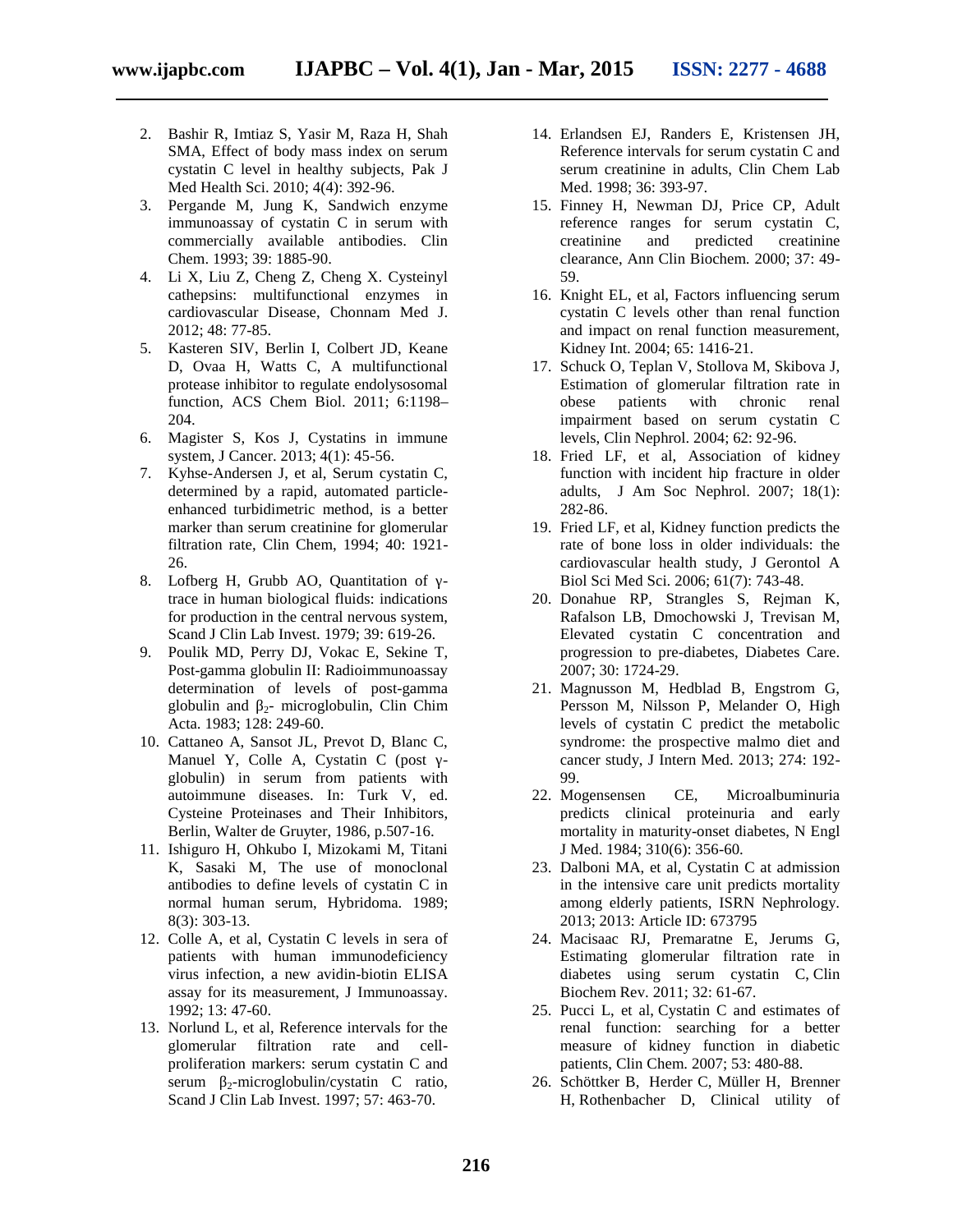2. Bashir R, Imtiaz S, Yasir M, Raza H, Shah SMA, Effect of body mass index on serum cystatin C level in healthy subjects, Pak J Med Health Sci. 2010; 4(4): 392-96.
3. Pergande M, Jung K, Sandwich enzyme immunoassay of cystatin C in serum with commercially available antibodies. Clin Chem. 1993; 39: 1885-90.
4. Li X, Liu Z, Cheng Z, Cheng X. Cysteinyl cathepsins: multifunctional enzymes in cardiovascular Disease, Chonnam Med J. 2012; 48: 77-85.
5. Kasteren SIV, Berlin I, Colbert JD, Keane D, Ovaa H, Watts C, A multifunctional protease inhibitor to regulate endolysosomal function, ACS Chem Biol. 2011; 6:1198–204.
6. Magister S, Kos J, Cystatins in immune system, J Cancer. 2013; 4(1): 45-56.
7. Kyhse-Andersen J, et al, Serum cystatin C, determined by a rapid, automated particle-enhanced turbidimetric method, is a better marker than serum creatinine for glomerular filtration rate, Clin Chem, 1994; 40: 1921-26.
8. Lofberg H, Grubb AO, Quantitation of γ-trace in human biological fluids: indications for production in the central nervous system, Scand J Clin Lab Invest. 1979; 39: 619-26.
9. Poulik MD, Perry DJ, Vokac E, Sekine T, Post-gamma globulin II: Radioimmunoassay determination of levels of post-gamma globulin and $\beta_2$- microglobulin, Clin Chim Acta. 1983; 128: 249-60.
10. Cattaneo A, Sansot JL, Prevot D, Blanc C, Manuel Y, Colle A, Cystatin C (post γ-globulin) in serum from patients with autoimmune diseases. In: Turk V, ed. Cysteine Proteinases and Their Inhibitors, Berlin, Walter de Gruyter, 1986, p.507-16.
11. Ishiguro H, Ohkubo I, Mizokami M, Titani K, Sasaki M, The use of monoclonal antibodies to define levels of cystatin C in normal human serum, Hybridoma. 1989; 8(3): 303-13.
12. Colle A, et al, Cystatin C levels in sera of patients with human immunodeficiency virus infection, a new avidin-biotin ELISA assay for its measurement, J Immunoassay. 1992; 13: 47-60.
13. Norlund L, et al, Reference intervals for the glomerular filtration rate and cell-proliferation markers: serum cystatin C and serum $\beta_2$-microglobulin/cystatin C ratio, Scand J Clin Lab Invest. 1997; 57: 463-70.
14. Erlandsen EJ, Randers E, Kristensen JH, Reference intervals for serum cystatin C and serum creatinine in adults, Clin Chem Lab Med. 1998; 36: 393-97.
15. Finney H, Newman DJ, Price CP, Adult reference ranges for serum cystatin C, creatinine and predicted creatinine clearance, Ann Clin Biochem. 2000; 37: 49-59.
16. Knight EL, et al, Factors influencing serum cystatin C levels other than renal function and impact on renal function measurement, Kidney Int. 2004; 65: 1416-21.
17. Schuck O, Teplan V, Stollova M, Skibova J, Estimation of glomerular filtration rate in obese patients with chronic renal impairment based on serum cystatin C levels, Clin Nephrol. 2004; 62: 92-96.
18. Fried LF, et al, Association of kidney function with incident hip fracture in older adults, J Am Soc Nephrol. 2007; 18(1): 282-86.
19. Fried LF, et al, Kidney function predicts the rate of bone loss in older individuals: the cardiovascular health study, J Gerontol A Biol Sci Med Sci. 2006; 61(7): 743-48.
20. Donahue RP, Strangles S, Rejman K, Rafalson LB, Dmochowski J, Trevisan M, Elevated cystatin C concentration and progression to pre-diabetes, Diabetes Care. 2007; 30: 1724-29.
21. Magnusson M, Hedblad B, Engstrom G, Persson M, Nilsson P, Melander O, High levels of cystatin C predict the metabolic syndrome: the prospective malmo diet and cancer study, J Intern Med. 2013; 274: 192-99.
22. Mogensensen CE, Microalbuminuria predicts clinical proteinuria and early mortality in maturity-onset diabetes, N Engl J Med. 1984; 310(6): 356-60.
23. Dalboni MA, et al, Cystatin C at admission in the intensive care unit predicts mortality among elderly patients, ISRN Nephrology. 2013; 2013: Article ID: 673795
24. Macisaac RJ, Premaratne E, Jerums G, Estimating glomerular filtration rate in diabetes using serum cystatin C, Clin Biochem Rev. 2011; 32: 61-67.
25. Pucci L, et al, Cystatin C and estimates of renal function: searching for a better measure of kidney function in diabetic patients, Clin Chem. 2007; 53: 480-88.
26. Schöttker B, Herder C, Müller H, Brenner H, Rothenbacher D, Clinical utility of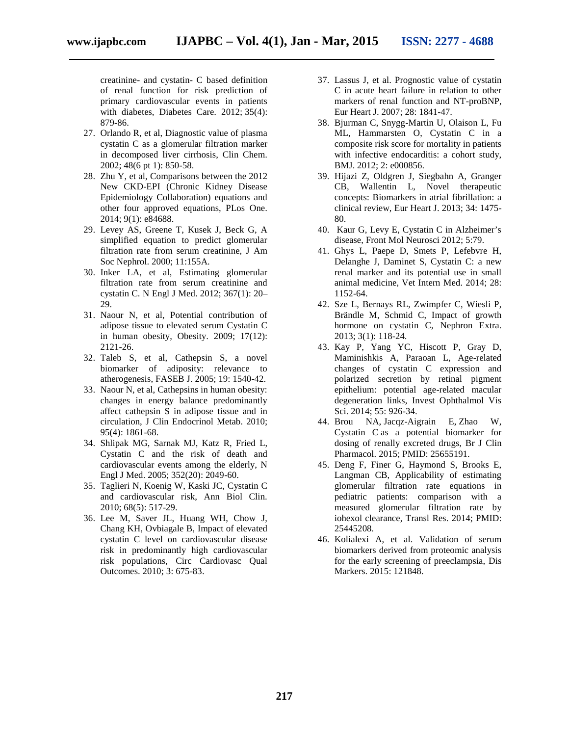creatinine- and cystatin- C based definition of renal function for risk prediction of primary cardiovascular events in patients with diabetes, Diabetes Care. 2012; 35(4): 879-86.

27. Orlando R, et al, Diagnostic value of plasma cystatin C as a glomerular filtration marker in decomposed liver cirrhosis, Clin Chem. 2002; 48(6 pt 1): 850-58.
28. Zhu Y, et al, Comparisons between the 2012 New CKD-EPI (Chronic Kidney Disease Epidemiology Collaboration) equations and other four approved equations, PLos One. 2014; 9(1): e84688.
29. Levey AS, Greene T, Kusek J, Beck G, A simplified equation to predict glomerular filtration rate from serum creatinine, J Am Soc Nephrol. 2000; 11:155A.
30. Inker LA, et al, Estimating glomerular filtration rate from serum creatinine and cystatin C. N Engl J Med. 2012; 367(1): 20–29.
31. Naour N, et al, Potential contribution of adipose tissue to elevated serum Cystatin C in human obesity, Obesity. 2009; 17(12): 2121-26.
32. Taleb S, et al, Cathepsin S, a novel biomarker of adiposity: relevance to atherogenesis, FASEB J. 2005; 19: 1540-42.
33. Naour N, et al, Cathepsins in human obesity: changes in energy balance predominantly affect cathepsin S in adipose tissue and in circulation, J Clin Endocrinol Metab. 2010; 95(4): 1861-68.
34. Shlipak MG, Sarnak MJ, Katz R, Fried L, Cystatin C and the risk of death and cardiovascular events among the elderly, N Engl J Med. 2005; 352(20): 2049-60.
35. Taglieri N, Koenig W, Kaski JC, Cystatin C and cardiovascular risk, Ann Biol Clin. 2010; 68(5): 517-29.
36. Lee M, Saver JL, Huang WH, Chow J, Chang KH, Ovbiagale B, Impact of elevated cystatin C level on cardiovascular disease risk in predominantly high cardiovascular risk populations, Circ Cardiovasc Qual Outcomes. 2010; 3: 675-83.
37. Lassus J, et al. Prognostic value of cystatin C in acute heart failure in relation to other markers of renal function and NT-proBNP, Eur Heart J. 2007; 28: 1841-47.
38. Bjurman C, Snygg-Martin U, Olaison L, Fu ML, Hammarsten O, Cystatin C in a composite risk score for mortality in patients with infective endocarditis: a cohort study, BMJ. 2012; 2: e000856.
39. Hijazi Z, Oldgren J, Siegbahn A, Granger CB, Wallentin L, Novel therapeutic concepts: Biomarkers in atrial fibrillation: a clinical review, Eur Heart J. 2013; 34: 1475-80.
40. Kaur G, Levy E, Cystatin C in Alzheimer's disease, Front Mol Neurosci 2012; 5:79.
41. Ghys L, Paepe D, Smets P, Lefebvre H, Delanghe J, Daminet S, Cystatin C: a new renal marker and its potential use in small animal medicine, Vet Intern Med. 2014; 28: 1152-64.
42. Sze L, Bernays RL, Zwimpfer C, Wiesli P, Brändle M, Schmid C, Impact of growth hormone on cystatin C, Nephron Extra. 2013; 3(1): 118-24.
43. Kay P, Yang YC, Hiscott P, Gray D, Maminishkis A, Paraoan L, Age-related changes of cystatin C expression and polarized secretion by retinal pigment epithelium: potential age-related macular degeneration links, Invest Ophthalmol Vis Sci. 2014; 55: 926-34.
44. Brou NA, Jacqz-Aigrain E, Zhao W, Cystatin C as a potential biomarker for dosing of renally excreted drugs, Br J Clin Pharmacol. 2015; PMID: 25655191.
45. Deng F, Finer G, Haymond S, Brooks E, Langman CB, Applicability of estimating glomerular filtration rate equations in pediatric patients: comparison with a measured glomerular filtration rate by iohexol clearance, Transl Res. 2014; PMID: 25445208.
46. Kolialexi A, et al. Validation of serum biomarkers derived from proteomic analysis for the early screening of preeclampsia, Dis Markers. 2015: 121848.